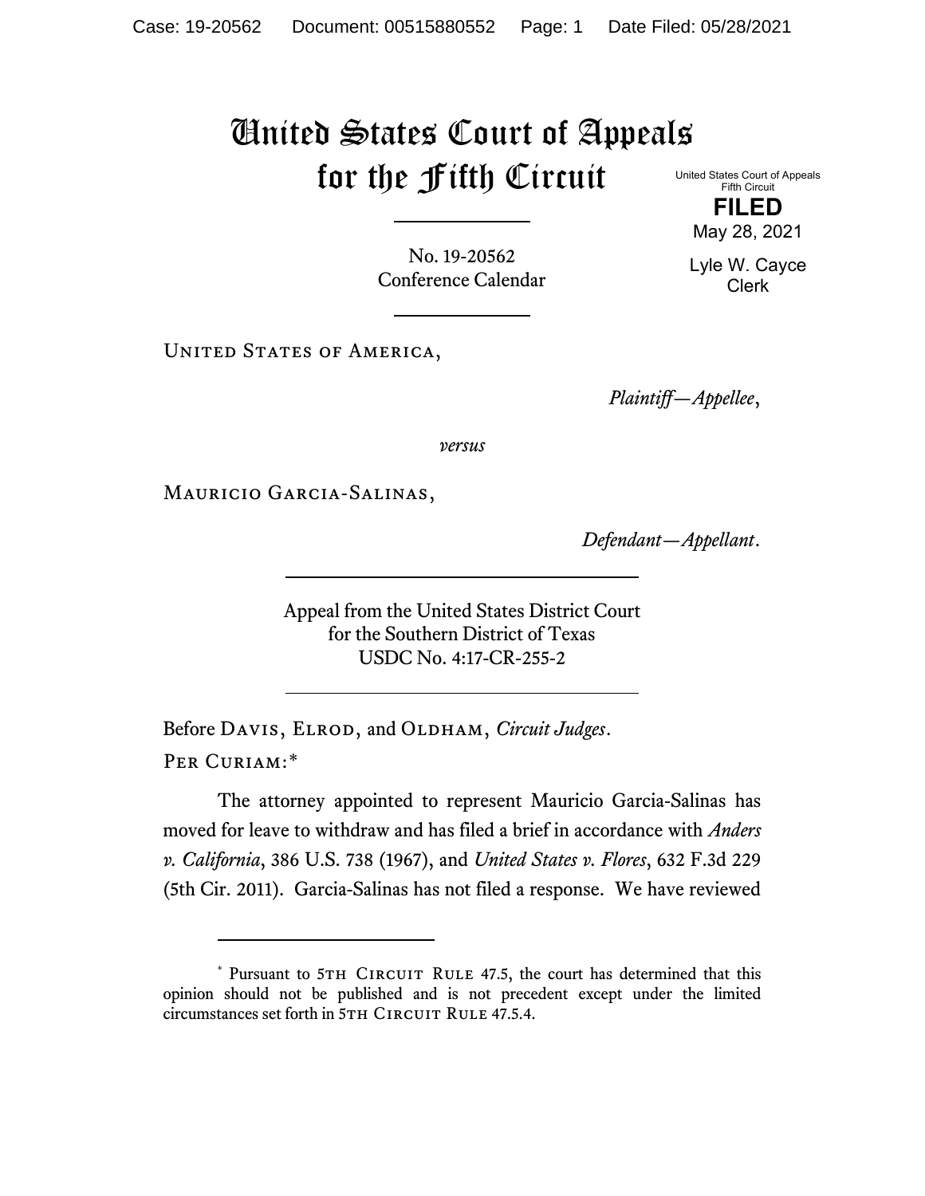# United States Court of Appeals for the Fifth Circuit

United States Court of Appeals
Fifth Circuit

**FILED**

May 28, 2021

Lyle W. Cayce
Clerk

No. 19-20562
Conference Calendar

United States of America,

*Plaintiff—Appellee*,

*versus*

Mauricio Garcia-Salinas,

*Defendant—Appellant*.

Appeal from the United States District Court
for the Southern District of Texas
USDC No. 4:17-CR-255-2

Before Davis, Elrod, and Oldham, *Circuit Judges*.

Per Curiam:*

The attorney appointed to represent Mauricio Garcia-Salinas has moved for leave to withdraw and has filed a brief in accordance with *Anders v. California*, 386 U.S. 738 (1967), and *United States v. Flores*, 632 F.3d 229 (5th Cir. 2011). Garcia-Salinas has not filed a response. We have reviewed

---

\* Pursuant to 5th Circuit Rule 47.5, the court has determined that this opinion should not be published and is not precedent except under the limited circumstances set forth in 5th Circuit Rule 47.5.4.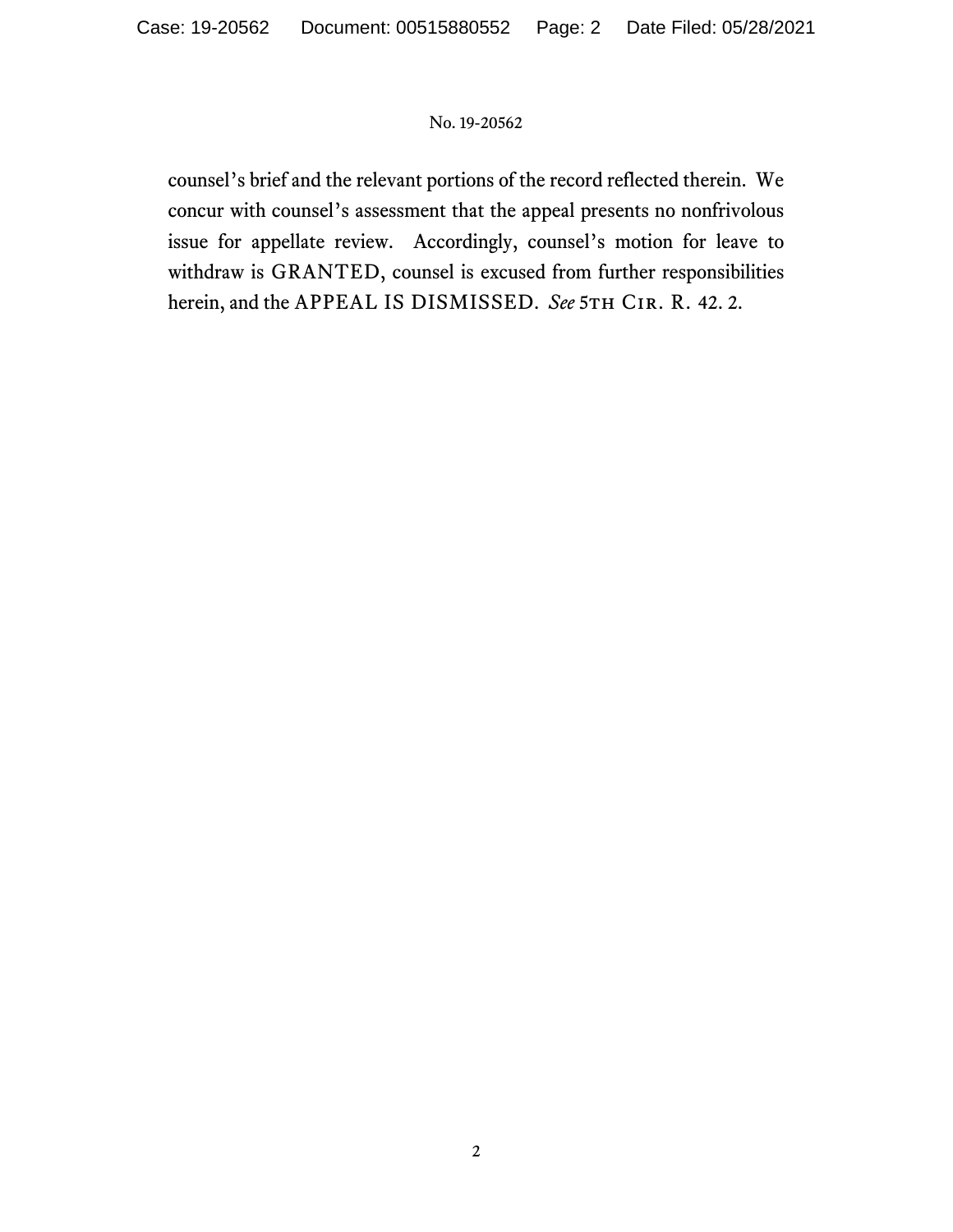counsel's brief and the relevant portions of the record reflected therein. We concur with counsel's assessment that the appeal presents no nonfrivolous issue for appellate review. Accordingly, counsel's motion for leave to withdraw is GRANTED, counsel is excused from further responsibilities herein, and the APPEAL IS DISMISSED. *See* 5TH CIR. R. 42. 2.